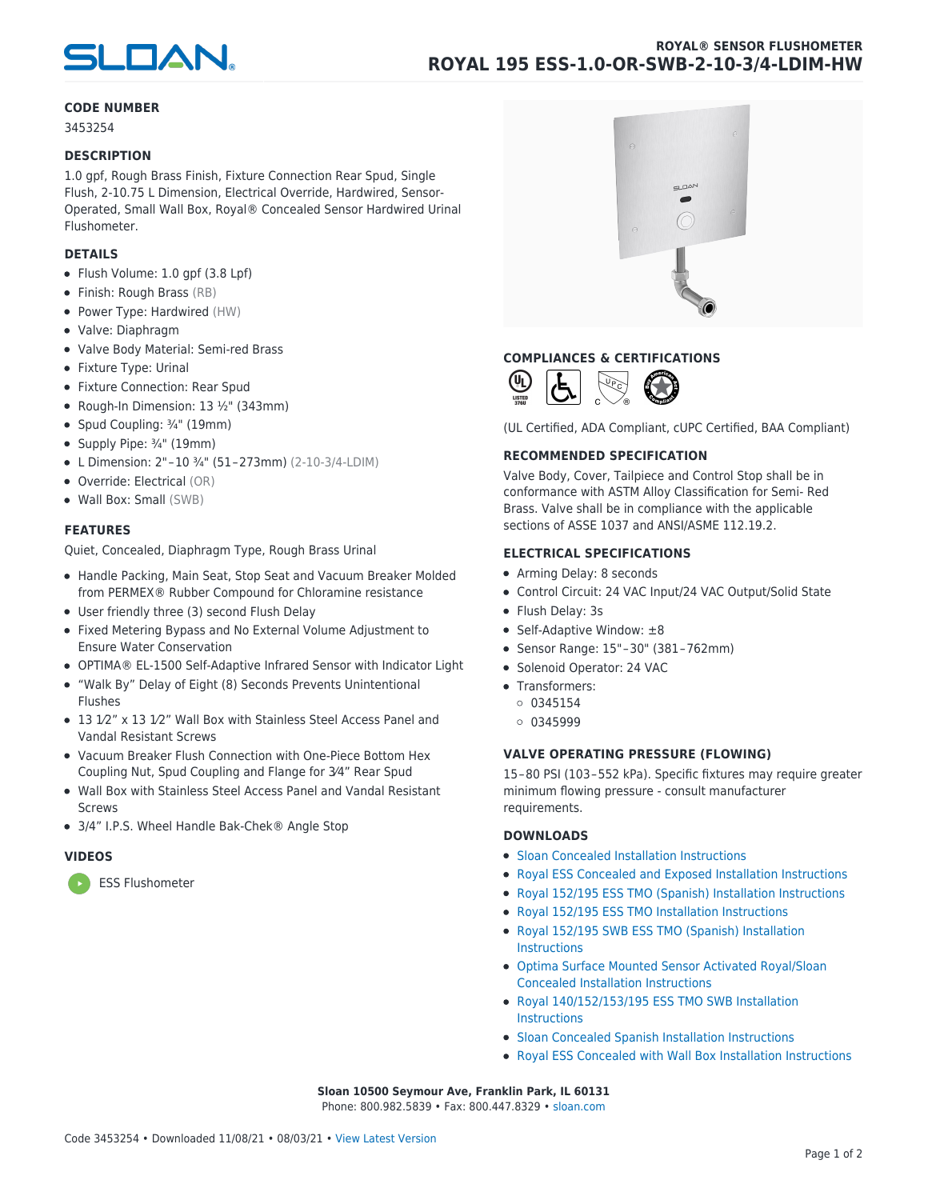# ROYAL® SENSOR FLUSHOMETER
## ROYAL 195 ESS-1.0-OR-SWB-2-10-3/4-LDIM-HW

### CODE NUMBER

3453254

### DESCRIPTION

1.0 gpf, Rough Brass Finish, Fixture Connection Rear Spud, Single Flush, 2-10.75 L Dimension, Electrical Override, Hardwired, Sensor-Operated, Small Wall Box, Royal® Concealed Sensor Hardwired Urinal Flushometer.

### DETAILS

- Flush Volume: 1.0 gpf (3.8 Lpf)
- Finish: Rough Brass (RB)
- Power Type: Hardwired (HW)
- Valve: Diaphragm
- Valve Body Material: Semi-red Brass
- Fixture Type: Urinal
- Fixture Connection: Rear Spud
- Rough-In Dimension: 13 ½" (343mm)
- Spud Coupling: ¾" (19mm)
- Supply Pipe: ¾" (19mm)
- L Dimension: 2"–10 ¾" (51–273mm) (2-10-3/4-LDIM)
- Override: Electrical (OR)
- Wall Box: Small (SWB)

### FEATURES

Quiet, Concealed, Diaphragm Type, Rough Brass Urinal

- Handle Packing, Main Seat, Stop Seat and Vacuum Breaker Molded from PERMEX® Rubber Compound for Chloramine resistance
- User friendly three (3) second Flush Delay
- Fixed Metering Bypass and No External Volume Adjustment to Ensure Water Conservation
- OPTIMA® EL-1500 Self-Adaptive Infrared Sensor with Indicator Light
- "Walk By" Delay of Eight (8) Seconds Prevents Unintentional Flushes
- 13 1⁄2" x 13 1⁄2" Wall Box with Stainless Steel Access Panel and Vandal Resistant Screws
- Vacuum Breaker Flush Connection with One-Piece Bottom Hex Coupling Nut, Spud Coupling and Flange for 3⁄4" Rear Spud
- Wall Box with Stainless Steel Access Panel and Vandal Resistant Screws
- 3/4" I.P.S. Wheel Handle Bak-Chek® Angle Stop

### VIDEOS

- ESS Flushometer

### COMPLIANCES & CERTIFICATIONS

(UL Certified, ADA Compliant, cUPC Certified, BAA Compliant)

### RECOMMENDED SPECIFICATION

Valve Body, Cover, Tailpiece and Control Stop shall be in conformance with ASTM Alloy Classification for Semi- Red Brass. Valve shall be in compliance with the applicable sections of ASSE 1037 and ANSI/ASME 112.19.2.

### ELECTRICAL SPECIFICATIONS

- Arming Delay: 8 seconds
- Control Circuit: 24 VAC Input/24 VAC Output/Solid State
- Flush Delay: 3s
- Self-Adaptive Window: ±8
- Sensor Range: 15"–30" (381–762mm)
- Solenoid Operator: 24 VAC
- Transformers:
  - 0345154
  - 0345999

### VALVE OPERATING PRESSURE (FLOWING)

15–80 PSI (103–552 kPa). Specific fixtures may require greater minimum flowing pressure - consult manufacturer requirements.

### DOWNLOADS

- Sloan Concealed Installation Instructions
- Royal ESS Concealed and Exposed Installation Instructions
- Royal 152/195 ESS TMO (Spanish) Installation Instructions
- Royal 152/195 ESS TMO Installation Instructions
- Royal 152/195 SWB ESS TMO (Spanish) Installation Instructions
- Optima Surface Mounted Sensor Activated Royal/Sloan Concealed Installation Instructions
- Royal 140/152/153/195 ESS TMO SWB Installation Instructions
- Sloan Concealed Spanish Installation Instructions
- Royal ESS Concealed with Wall Box Installation Instructions

**Sloan 10500 Seymour Ave, Franklin Park, IL 60131**
Phone: 800.982.5839 • Fax: 800.447.8329 • sloan.com

Code 3453254 • Downloaded 11/08/21 • 08/03/21 • View Latest Version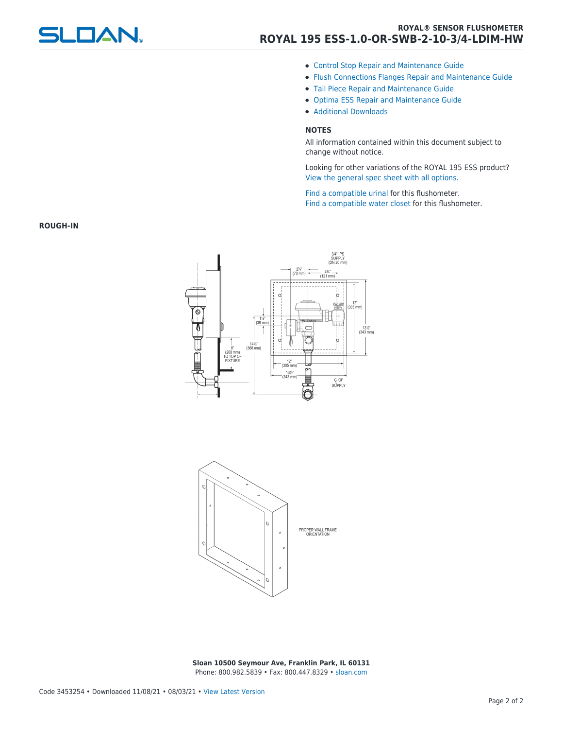- Control Stop Repair and Maintenance Guide
- Flush Connections Flanges Repair and Maintenance Guide
- Tail Piece Repair and Maintenance Guide
- Optima ESS Repair and Maintenance Guide
- Additional Downloads

**NOTES**

All information contained within this document subject to change without notice.

Looking for other variations of the ROYAL 195 ESS product? View the general spec sheet with all options.

Find a compatible urinal for this flushometer.
Find a compatible water closet for this flushometer.

**ROUGH-IN**

3/4" IPS SUPPLY (DN 20 mm)

2¾" (70 mm)

4¾" (121 mm)

12" (305 mm)

13½" (343 mm)

1½" (38 mm)

14½" (368 mm)

8" (208 mm) TO TOP OF FIXTURE

12" (305 mm)

13½" (343 mm)

℄ OF SUPPLY

PROPER WALL FRAME ORIENTATION

**Sloan 10500 Seymour Ave, Franklin Park, IL 60131**
Phone: 800.982.5839 • Fax: 800.447.8329 • sloan.com

Code 3453254 • Downloaded 11/08/21 • 08/03/21 • View Latest Version